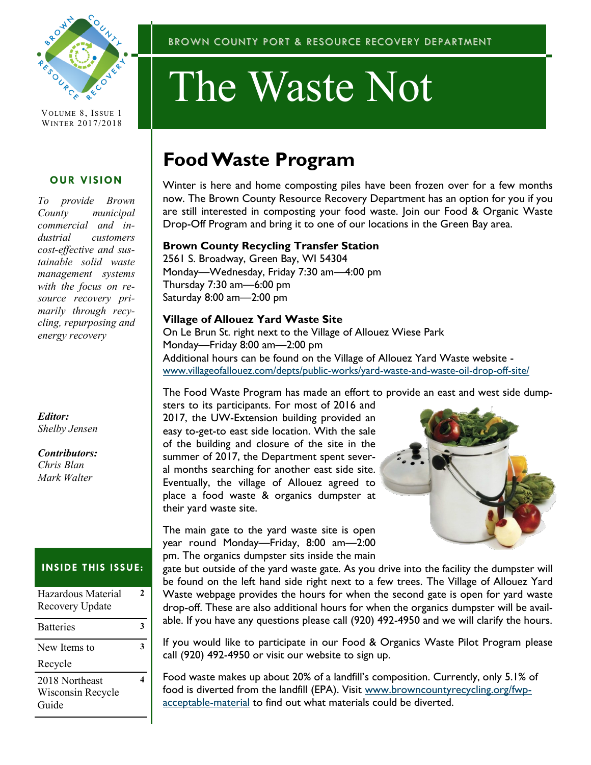BROWN COUNTY PORT & RESOURCE RECOVERY DEPARTMENT

# The Waste Not

VOLUME 8, ISSUE 1
WINTER 2017/2018

**OUR VISION**

*To provide Brown County municipal commercial and industrial customers cost-effective and sustainable solid waste management systems with the focus on resource recovery primarily through recycling, repurposing and energy recovery*

***Editor:***
*Shelby Jensen*

***Contributors:***
*Chris Blan*
*Mark Walter*

**INSIDE THIS ISSUE:**

| | |
|---|---|
| Hazardous Material Recovery Update | 2 |
| Batteries | 3 |
| New Items to Recycle | 3 |
| 2018 Northeast Wisconsin Recycle Guide | 4 |

## Food Waste Program

Winter is here and home composting piles have been frozen over for a few months now. The Brown County Resource Recovery Department has an option for you if you are still interested in composting your food waste. Join our Food & Organic Waste Drop-Off Program and bring it to one of our locations in the Green Bay area.

**Brown County Recycling Transfer Station**
2561 S. Broadway, Green Bay, WI 54304
Monday—Wednesday, Friday 7:30 am—4:00 pm
Thursday 7:30 am—6:00 pm
Saturday 8:00 am—2:00 pm

**Village of Allouez Yard Waste Site**
On Le Brun St. right next to the Village of Allouez Wiese Park
Monday—Friday 8:00 am—2:00 pm
Additional hours can be found on the Village of Allouez Yard Waste website - www.villageofallouez.com/depts/public-works/yard-waste-and-waste-oil-drop-off-site/

The Food Waste Program has made an effort to provide an east and west side dumpsters to its participants. For most of 2016 and 2017, the UW-Extension building provided an easy to-get-to east side location. With the sale of the building and closure of the site in the summer of 2017, the Department spent several months searching for another east side site. Eventually, the village of Allouez agreed to place a food waste & organics dumpster at their yard waste site.

The main gate to the yard waste site is open year round Monday—Friday, 8:00 am—2:00 pm. The organics dumpster sits inside the main gate but outside of the yard waste gate. As you drive into the facility the dumpster will be found on the left hand side right next to a few trees. The Village of Allouez Yard Waste webpage provides the hours for when the second gate is open for yard waste drop-off. These are also additional hours for when the organics dumpster will be available. If you have any questions please call (920) 492-4950 and we will clarify the hours.

If you would like to participate in our Food & Organics Waste Pilot Program please call (920) 492-4950 or visit our website to sign up.

Food waste makes up about 20% of a landfill's composition. Currently, only 5.1% of food is diverted from the landfill (EPA). Visit www.browncountyrecycling.org/fwp-acceptable-material to find out what materials could be diverted.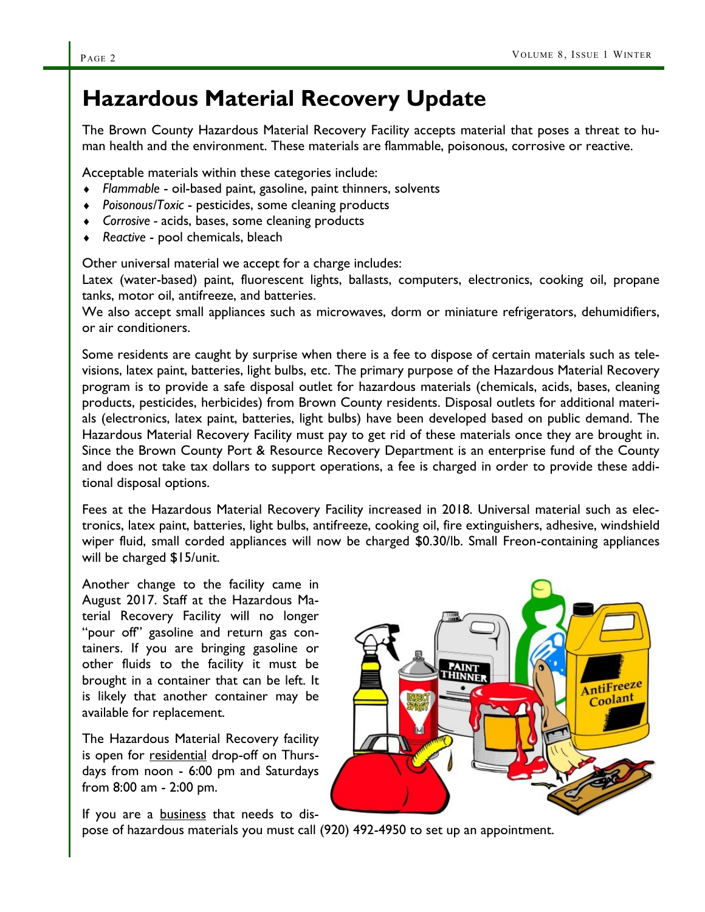# Hazardous Material Recovery Update

The Brown County Hazardous Material Recovery Facility accepts material that poses a threat to human health and the environment. These materials are flammable, poisonous, corrosive or reactive.

Acceptable materials within these categories include:

- *Flammable* - oil-based paint, gasoline, paint thinners, solvents
- *Poisonous/Toxic* - pesticides, some cleaning products
- *Corrosive* - acids, bases, some cleaning products
- *Reactive* - pool chemicals, bleach

Other universal material we accept for a charge includes:
Latex (water-based) paint, fluorescent lights, ballasts, computers, electronics, cooking oil, propane tanks, motor oil, antifreeze, and batteries.
We also accept small appliances such as microwaves, dorm or miniature refrigerators, dehumidifiers, or air conditioners.

Some residents are caught by surprise when there is a fee to dispose of certain materials such as televisions, latex paint, batteries, light bulbs, etc. The primary purpose of the Hazardous Material Recovery program is to provide a safe disposal outlet for hazardous materials (chemicals, acids, bases, cleaning products, pesticides, herbicides) from Brown County residents. Disposal outlets for additional materials (electronics, latex paint, batteries, light bulbs) have been developed based on public demand. The Hazardous Material Recovery Facility must pay to get rid of these materials once they are brought in. Since the Brown County Port & Resource Recovery Department is an enterprise fund of the County and does not take tax dollars to support operations, a fee is charged in order to provide these additional disposal options.

Fees at the Hazardous Material Recovery Facility increased in 2018. Universal material such as electronics, latex paint, batteries, light bulbs, antifreeze, cooking oil, fire extinguishers, adhesive, windshield wiper fluid, small corded appliances will now be charged $0.30/lb. Small Freon-containing appliances will be charged $15/unit.

Another change to the facility came in August 2017. Staff at the Hazardous Material Recovery Facility will no longer "pour off" gasoline and return gas containers. If you are bringing gasoline or other fluids to the facility it must be brought in a container that can be left. It is likely that another container may be available for replacement.

The Hazardous Material Recovery facility is open for <u>residential</u> drop-off on Thursdays from noon - 6:00 pm and Saturdays from 8:00 am - 2:00 pm.

If you are a <u>business</u> that needs to dispose of hazardous materials you must call (920) 492-4950 to set up an appointment.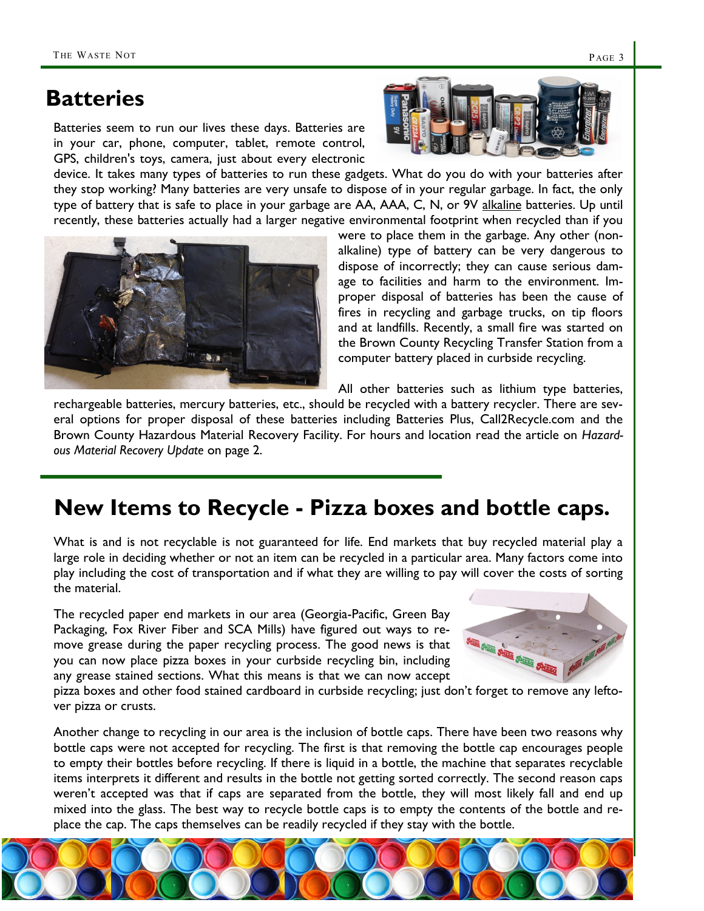## Batteries

Batteries seem to run our lives these days. Batteries are in your car, phone, computer, tablet, remote control, GPS, children's toys, camera, just about every electronic device. It takes many types of batteries to run these gadgets. What do you do with your batteries after they stop working? Many batteries are very unsafe to dispose of in your regular garbage. In fact, the only type of battery that is safe to place in your garbage are AA, AAA, C, N, or 9V alkaline batteries. Up until recently, these batteries actually had a larger negative environmental footprint when recycled than if you were to place them in the garbage. Any other (non-alkaline) type of battery can be very dangerous to dispose of incorrectly; they can cause serious damage to facilities and harm to the environment. Improper disposal of batteries has been the cause of fires in recycling and garbage trucks, on tip floors and at landfills. Recently, a small fire was started on the Brown County Recycling Transfer Station from a computer battery placed in curbside recycling.

All other batteries such as lithium type batteries, rechargeable batteries, mercury batteries, etc., should be recycled with a battery recycler. There are several options for proper disposal of these batteries including Batteries Plus, Call2Recycle.com and the Brown County Hazardous Material Recovery Facility. For hours and location read the article on *Hazardous Material Recovery Update* on page 2.

## New Items to Recycle - Pizza boxes and bottle caps.

What is and is not recyclable is not guaranteed for life. End markets that buy recycled material play a large role in deciding whether or not an item can be recycled in a particular area. Many factors come into play including the cost of transportation and if what they are willing to pay will cover the costs of sorting the material.

The recycled paper end markets in our area (Georgia-Pacific, Green Bay Packaging, Fox River Fiber and SCA Mills) have figured out ways to remove grease during the paper recycling process. The good news is that you can now place pizza boxes in your curbside recycling bin, including any grease stained sections. What this means is that we can now accept pizza boxes and other food stained cardboard in curbside recycling; just don't forget to remove any leftover pizza or crusts.

Another change to recycling in our area is the inclusion of bottle caps. There have been two reasons why bottle caps were not accepted for recycling. The first is that removing the bottle cap encourages people to empty their bottles before recycling. If there is liquid in a bottle, the machine that separates recyclable items interprets it different and results in the bottle not getting sorted correctly. The second reason caps weren't accepted was that if caps are separated from the bottle, they will most likely fall and end up mixed into the glass. The best way to recycle bottle caps is to empty the contents of the bottle and replace the cap. The caps themselves can be readily recycled if they stay with the bottle.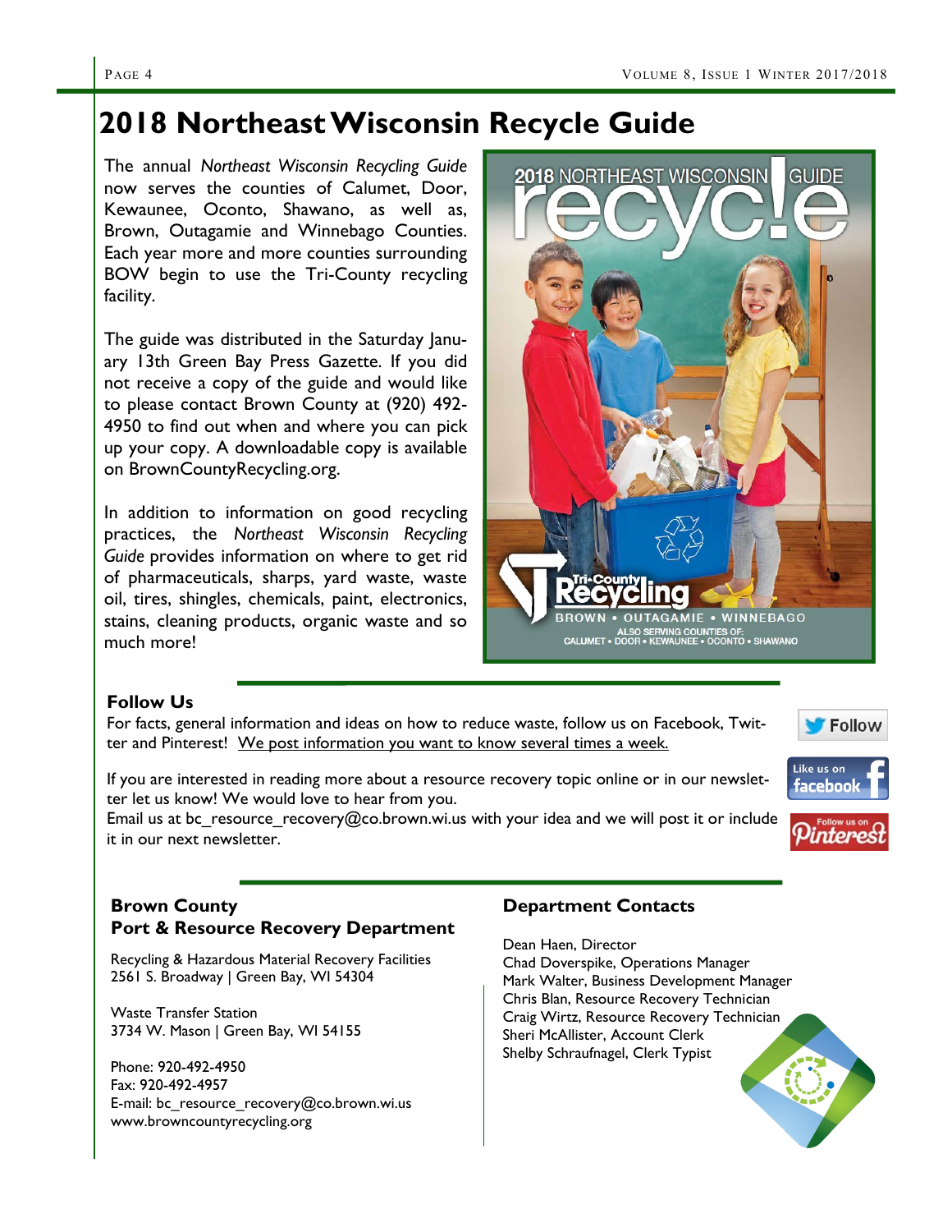# 2018 Northeast Wisconsin Recycle Guide

The annual *Northeast Wisconsin Recycling Guide* now serves the counties of Calumet, Door, Kewaunee, Oconto, Shawano, as well as, Brown, Outagamie and Winnebago Counties. Each year more and more counties surrounding BOW begin to use the Tri-County recycling facility.

The guide was distributed in the Saturday January 13th Green Bay Press Gazette. If you did not receive a copy of the guide and would like to please contact Brown County at (920) 492-4950 to find out when and where you can pick up your copy. A downloadable copy is available on BrownCountyRecycling.org.

In addition to information on good recycling practices, the *Northeast Wisconsin Recycling Guide* provides information on where to get rid of pharmaceuticals, sharps, yard waste, waste oil, tires, shingles, chemicals, paint, electronics, stains, cleaning products, organic waste and so much more!

## Follow Us

For facts, general information and ideas on how to reduce waste, follow us on Facebook, Twitter and Pinterest! We post information you want to know several times a week.

If you are interested in reading more about a resource recovery topic online or in our newsletter let us know! We would love to hear from you.
Email us at bc_resource_recovery@co.brown.wi.us with your idea and we will post it or include it in our next newsletter.

## Brown County
## Port & Resource Recovery Department

Recycling & Hazardous Material Recovery Facilities
2561 S. Broadway | Green Bay, WI 54304

Waste Transfer Station
3734 W. Mason | Green Bay, WI 54155

Phone: 920-492-4950
Fax: 920-492-4957
E-mail: bc_resource_recovery@co.brown.wi.us
www.browncountyrecycling.org

## Department Contacts

Dean Haen, Director
Chad Doverspike, Operations Manager
Mark Walter, Business Development Manager
Chris Blan, Resource Recovery Technician
Craig Wirtz, Resource Recovery Technician
Sheri McAllister, Account Clerk
Shelby Schraufnagel, Clerk Typist